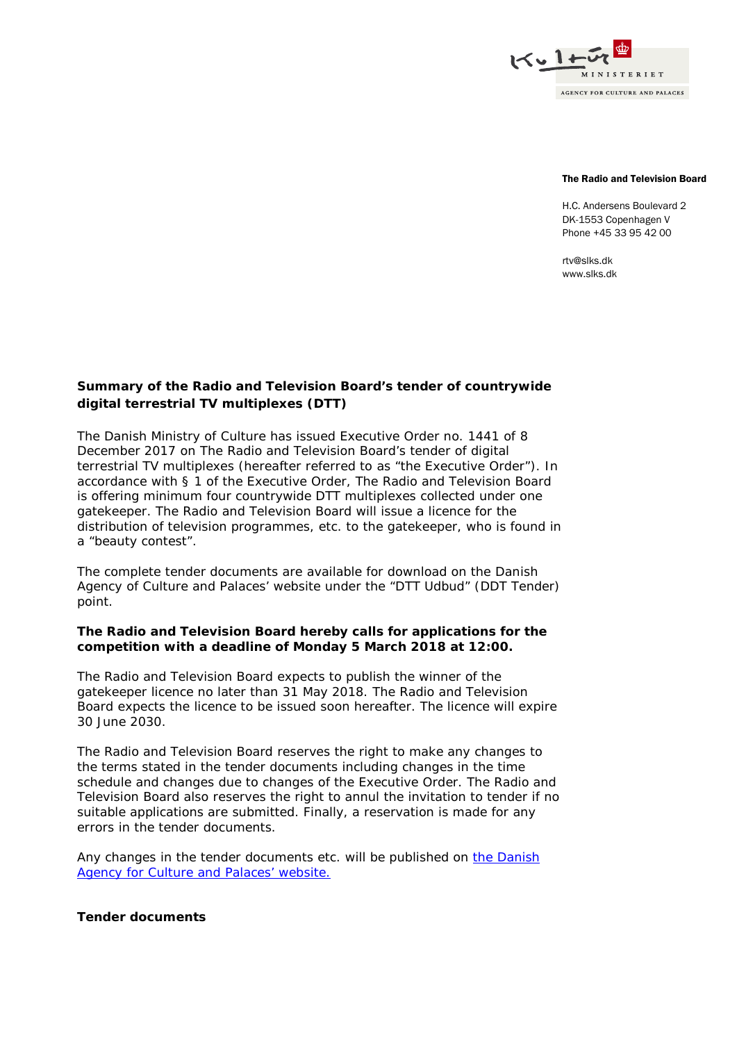**The Radio and Television Board**

H.C. Andersens Boulevard 2
DK-1553 Copenhagen V
Phone +45 33 95 42 00

rtv@slks.dk
www.slks.dk

## Summary of the Radio and Television Board's tender of countrywide digital terrestrial TV multiplexes (DTT)

The Danish Ministry of Culture has issued Executive Order no. 1441 of 8 December 2017 on The Radio and Television Board's tender of digital terrestrial TV multiplexes (hereafter referred to as "the Executive Order"). In accordance with § 1 of the Executive Order, The Radio and Television Board is offering minimum four countrywide DTT multiplexes collected under one gatekeeper. The Radio and Television Board will issue a licence for the distribution of television programmes, etc. to the gatekeeper, who is found in a "beauty contest".

The complete tender documents are available for download on the Danish Agency of Culture and Palaces' website under the "DTT Udbud" (DDT Tender) point.

**The Radio and Television Board hereby calls for applications for the competition with a deadline of Monday 5 March 2018 at 12:00.**

The Radio and Television Board expects to publish the winner of the gatekeeper licence no later than 31 May 2018. The Radio and Television Board expects the licence to be issued soon hereafter. The licence will expire 30 June 2030.

The Radio and Television Board reserves the right to make any changes to the terms stated in the tender documents including changes in the time schedule and changes due to changes of the Executive Order. The Radio and Television Board also reserves the right to annul the invitation to tender if no suitable applications are submitted. Finally, a reservation is made for any errors in the tender documents.

Any changes in the tender documents etc. will be published on the Danish Agency for Culture and Palaces' website.

### Tender documents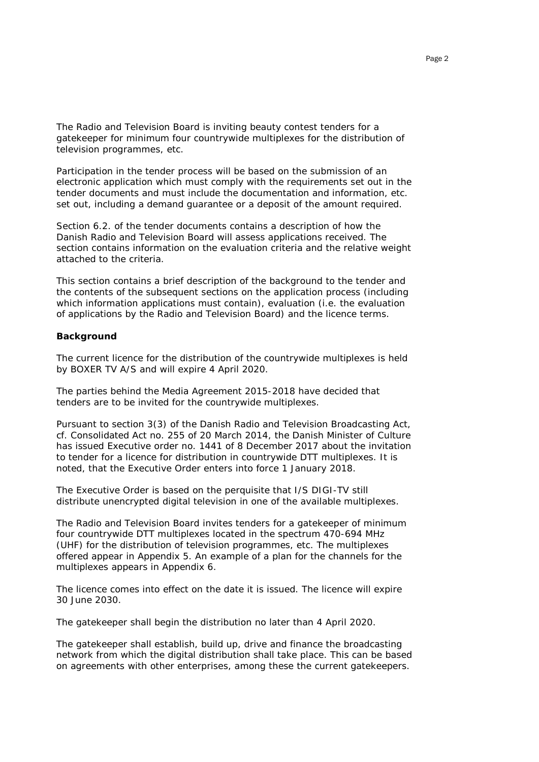The Radio and Television Board is inviting beauty contest tenders for a gatekeeper for minimum four countrywide multiplexes for the distribution of television programmes, etc.

Participation in the tender process will be based on the submission of an electronic application which must comply with the requirements set out in the tender documents and must include the documentation and information, etc. set out, including a demand guarantee or a deposit of the amount required.

Section 6.2. of the tender documents contains a description of how the Danish Radio and Television Board will assess applications received. The section contains information on the evaluation criteria and the relative weight attached to the criteria.

This section contains a brief description of the background to the tender and the contents of the subsequent sections on the application process (including which information applications must contain), evaluation (i.e. the evaluation of applications by the Radio and Television Board) and the licence terms.

**Background**

The current licence for the distribution of the countrywide multiplexes is held by BOXER TV A/S and will expire 4 April 2020.

The parties behind the Media Agreement 2015-2018 have decided that tenders are to be invited for the countrywide multiplexes.

Pursuant to section 3(3) of the Danish Radio and Television Broadcasting Act, cf. Consolidated Act no. 255 of 20 March 2014, the Danish Minister of Culture has issued Executive order no. 1441 of 8 December 2017 about the invitation to tender for a licence for distribution in countrywide DTT multiplexes. It is noted, that the Executive Order enters into force 1 January 2018.

The Executive Order is based on the perquisite that I/S DIGI-TV still distribute unencrypted digital television in one of the available multiplexes.

The Radio and Television Board invites tenders for a gatekeeper of minimum four countrywide DTT multiplexes located in the spectrum 470-694 MHz (UHF) for the distribution of television programmes, etc. The multiplexes offered appear in Appendix 5. An example of a plan for the channels for the multiplexes appears in Appendix 6.

The licence comes into effect on the date it is issued. The licence will expire 30 June 2030.

The gatekeeper shall begin the distribution no later than 4 April 2020.

The gatekeeper shall establish, build up, drive and finance the broadcasting network from which the digital distribution shall take place. This can be based on agreements with other enterprises, among these the current gatekeepers.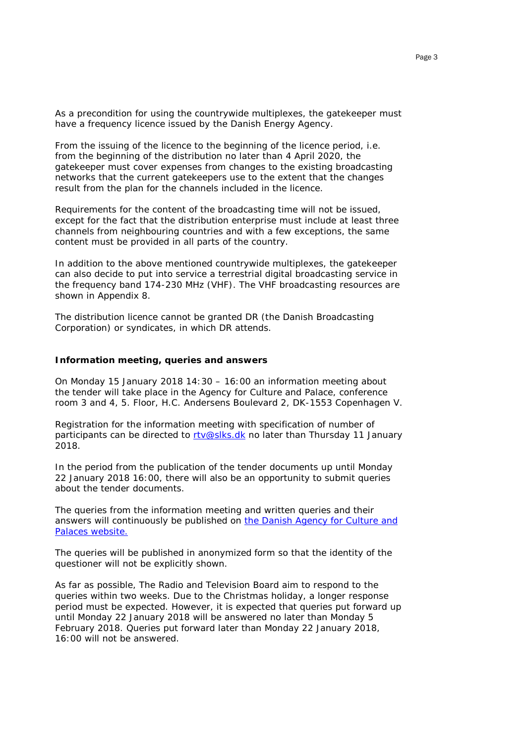As a precondition for using the countrywide multiplexes, the gatekeeper must have a frequency licence issued by the Danish Energy Agency.

From the issuing of the licence to the beginning of the licence period, i.e. from the beginning of the distribution no later than 4 April 2020, the gatekeeper must cover expenses from changes to the existing broadcasting networks that the current gatekeepers use to the extent that the changes result from the plan for the channels included in the licence.

Requirements for the content of the broadcasting time will not be issued, except for the fact that the distribution enterprise must include at least three channels from neighbouring countries and with a few exceptions, the same content must be provided in all parts of the country.

In addition to the above mentioned countrywide multiplexes, the gatekeeper can also decide to put into service a terrestrial digital broadcasting service in the frequency band 174-230 MHz (VHF). The VHF broadcasting resources are shown in Appendix 8.

The distribution licence cannot be granted DR (the Danish Broadcasting Corporation) or syndicates, in which DR attends.

**Information meeting, queries and answers**

On Monday 15 January 2018 14:30 – 16:00 an information meeting about the tender will take place in the Agency for Culture and Palace, conference room 3 and 4, 5. Floor, H.C. Andersens Boulevard 2, DK-1553 Copenhagen V.

Registration for the information meeting with specification of number of participants can be directed to [rtv@slks.dk](mailto:rtv@slks.dk) no later than Thursday 11 January 2018.

In the period from the publication of the tender documents up until Monday 22 January 2018 16:00, there will also be an opportunity to submit queries about the tender documents.

The queries from the information meeting and written queries and their answers will continuously be published on the Danish Agency for Culture and Palaces website.

The queries will be published in anonymized form so that the identity of the questioner will not be explicitly shown.

As far as possible, The Radio and Television Board aim to respond to the queries within two weeks. Due to the Christmas holiday, a longer response period must be expected. However, it is expected that queries put forward up until Monday 22 January 2018 will be answered no later than Monday 5 February 2018. Queries put forward later than Monday 22 January 2018, 16:00 will not be answered.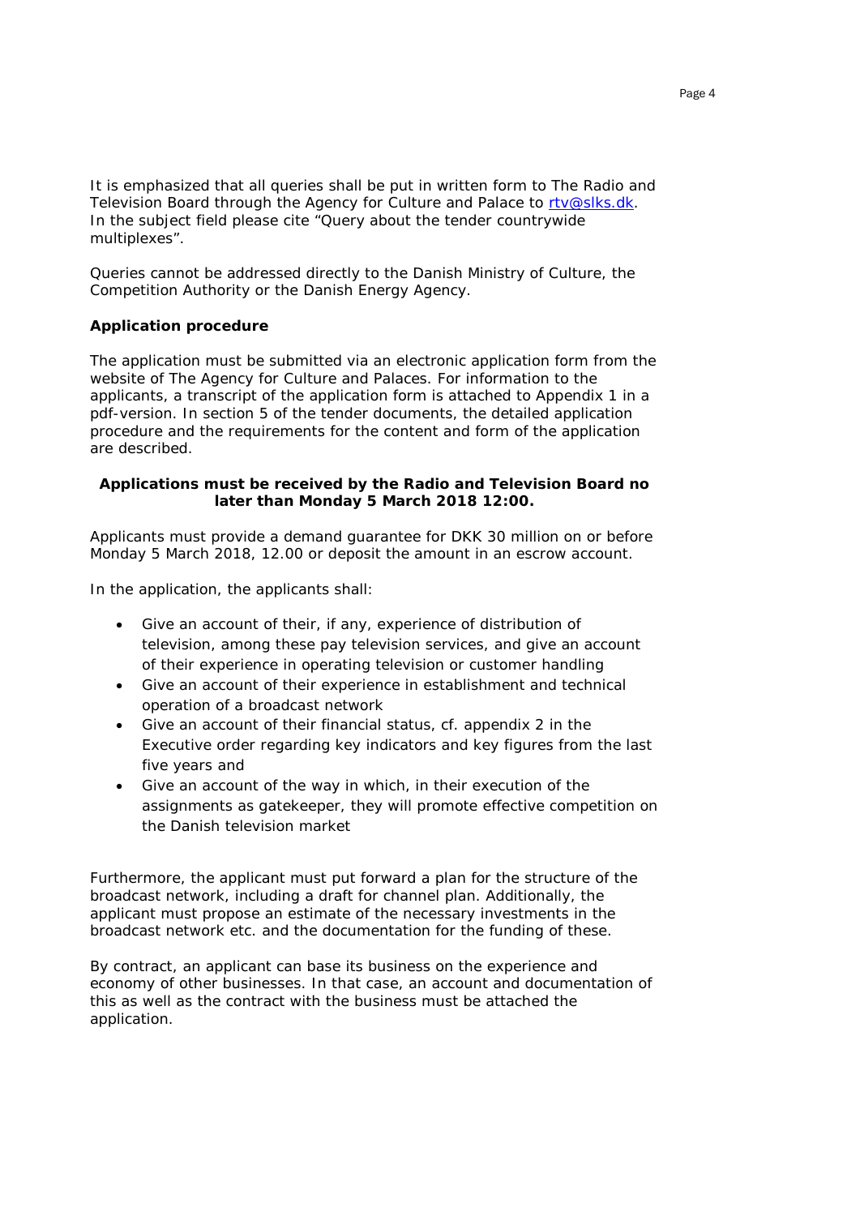It is emphasized that all queries shall be put in written form to The Radio and Television Board through the Agency for Culture and Palace to rtv@slks.dk. In the subject field please cite "Query about the tender countrywide multiplexes".

Queries cannot be addressed directly to the Danish Ministry of Culture, the Competition Authority or the Danish Energy Agency.

**Application procedure**

The application must be submitted via an electronic application form from the website of The Agency for Culture and Palaces. For information to the applicants, a transcript of the application form is attached to Appendix 1 in a pdf-version. In section 5 of the tender documents, the detailed application procedure and the requirements for the content and form of the application are described.

**Applications must be received by the Radio and Television Board no later than Monday 5 March 2018 12:00.**

Applicants must provide a demand guarantee for DKK 30 million on or before Monday 5 March 2018, 12.00 or deposit the amount in an escrow account.

In the application, the applicants shall:

- Give an account of their, if any, experience of distribution of television, among these pay television services, and give an account of their experience in operating television or customer handling
- Give an account of their experience in establishment and technical operation of a broadcast network
- Give an account of their financial status, cf. appendix 2 in the Executive order regarding key indicators and key figures from the last five years and
- Give an account of the way in which, in their execution of the assignments as gatekeeper, they will promote effective competition on the Danish television market

Furthermore, the applicant must put forward a plan for the structure of the broadcast network, including a draft for channel plan. Additionally, the applicant must propose an estimate of the necessary investments in the broadcast network etc. and the documentation for the funding of these.

By contract, an applicant can base its business on the experience and economy of other businesses. In that case, an account and documentation of this as well as the contract with the business must be attached the application.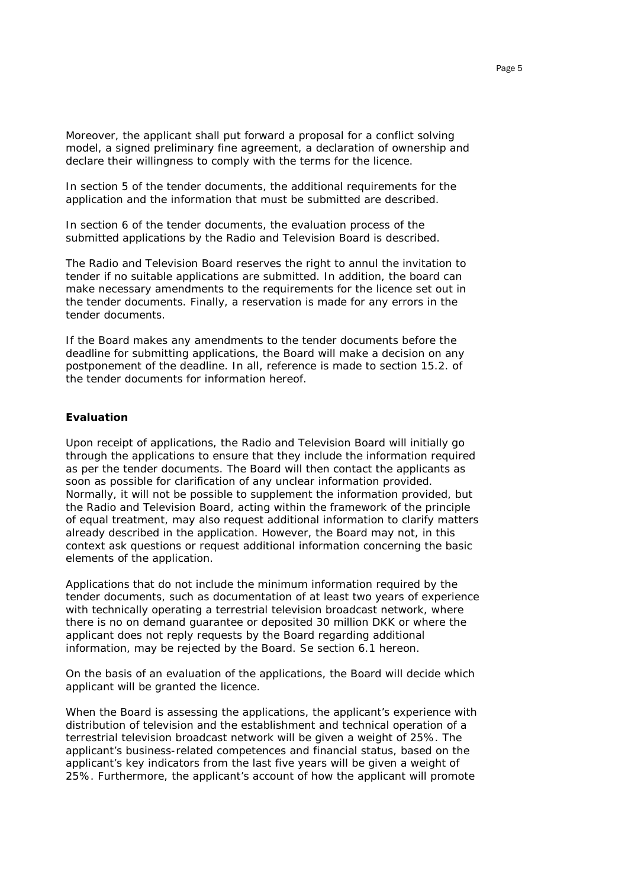Moreover, the applicant shall put forward a proposal for a conflict solving model, a signed preliminary fine agreement, a declaration of ownership and declare their willingness to comply with the terms for the licence.

In section 5 of the tender documents, the additional requirements for the application and the information that must be submitted are described.

In section 6 of the tender documents, the evaluation process of the submitted applications by the Radio and Television Board is described.

The Radio and Television Board reserves the right to annul the invitation to tender if no suitable applications are submitted. In addition, the board can make necessary amendments to the requirements for the licence set out in the tender documents. Finally, a reservation is made for any errors in the tender documents.

If the Board makes any amendments to the tender documents before the deadline for submitting applications, the Board will make a decision on any postponement of the deadline. In all, reference is made to section 15.2. of the tender documents for information hereof.

**Evaluation**

Upon receipt of applications, the Radio and Television Board will initially go through the applications to ensure that they include the information required as per the tender documents. The Board will then contact the applicants as soon as possible for clarification of any unclear information provided. Normally, it will not be possible to supplement the information provided, but the Radio and Television Board, acting within the framework of the principle of equal treatment, may also request additional information to clarify matters already described in the application. However, the Board may not, in this context ask questions or request additional information concerning the basic elements of the application.

Applications that do not include the minimum information required by the tender documents, such as documentation of at least two years of experience with technically operating a terrestrial television broadcast network, where there is no on demand guarantee or deposited 30 million DKK or where the applicant does not reply requests by the Board regarding additional information, may be rejected by the Board. Se section 6.1 hereon.

On the basis of an evaluation of the applications, the Board will decide which applicant will be granted the licence.

When the Board is assessing the applications, the applicant's experience with distribution of television and the establishment and technical operation of a terrestrial television broadcast network will be given a weight of 25%. The applicant's business-related competences and financial status, based on the applicant's key indicators from the last five years will be given a weight of 25%. Furthermore, the applicant's account of how the applicant will promote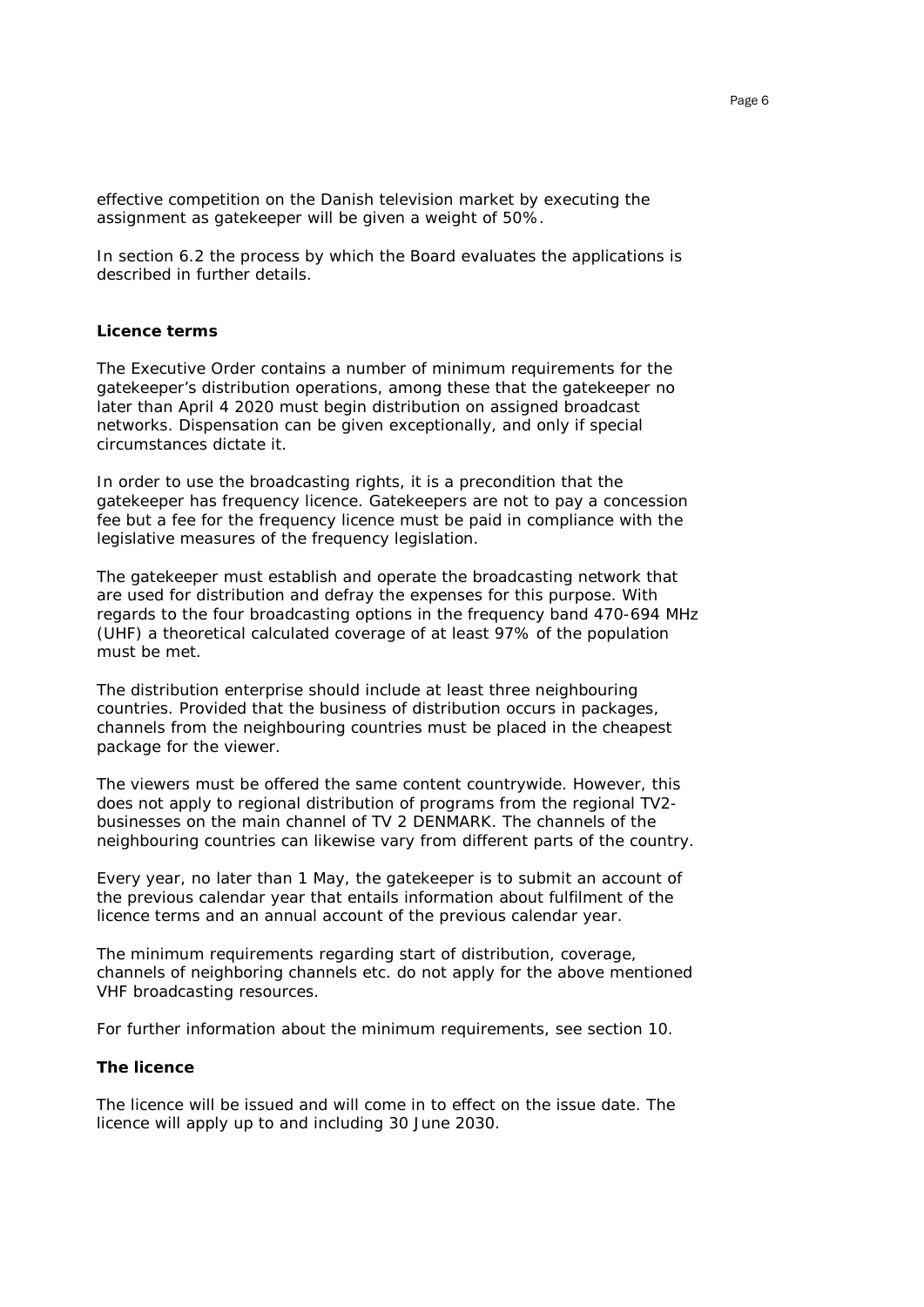effective competition on the Danish television market by executing the assignment as gatekeeper will be given a weight of 50%.

In section 6.2 the process by which the Board evaluates the applications is described in further details.

**Licence terms**

The Executive Order contains a number of minimum requirements for the gatekeeper's distribution operations, among these that the gatekeeper no later than April 4 2020 must begin distribution on assigned broadcast networks. Dispensation can be given exceptionally, and only if special circumstances dictate it.

In order to use the broadcasting rights, it is a precondition that the gatekeeper has frequency licence. Gatekeepers are not to pay a concession fee but a fee for the frequency licence must be paid in compliance with the legislative measures of the frequency legislation.

The gatekeeper must establish and operate the broadcasting network that are used for distribution and defray the expenses for this purpose. With regards to the four broadcasting options in the frequency band 470-694 MHz (UHF) a theoretical calculated coverage of at least 97% of the population must be met.

The distribution enterprise should include at least three neighbouring countries. Provided that the business of distribution occurs in packages, channels from the neighbouring countries must be placed in the cheapest package for the viewer.

The viewers must be offered the same content countrywide. However, this does not apply to regional distribution of programs from the regional TV2-businesses on the main channel of TV 2 DENMARK. The channels of the neighbouring countries can likewise vary from different parts of the country.

Every year, no later than 1 May, the gatekeeper is to submit an account of the previous calendar year that entails information about fulfilment of the licence terms and an annual account of the previous calendar year.

The minimum requirements regarding start of distribution, coverage, channels of neighboring channels etc. do not apply for the above mentioned VHF broadcasting resources.

For further information about the minimum requirements, see section 10.

**The licence**

The licence will be issued and will come in to effect on the issue date. The licence will apply up to and including 30 June 2030.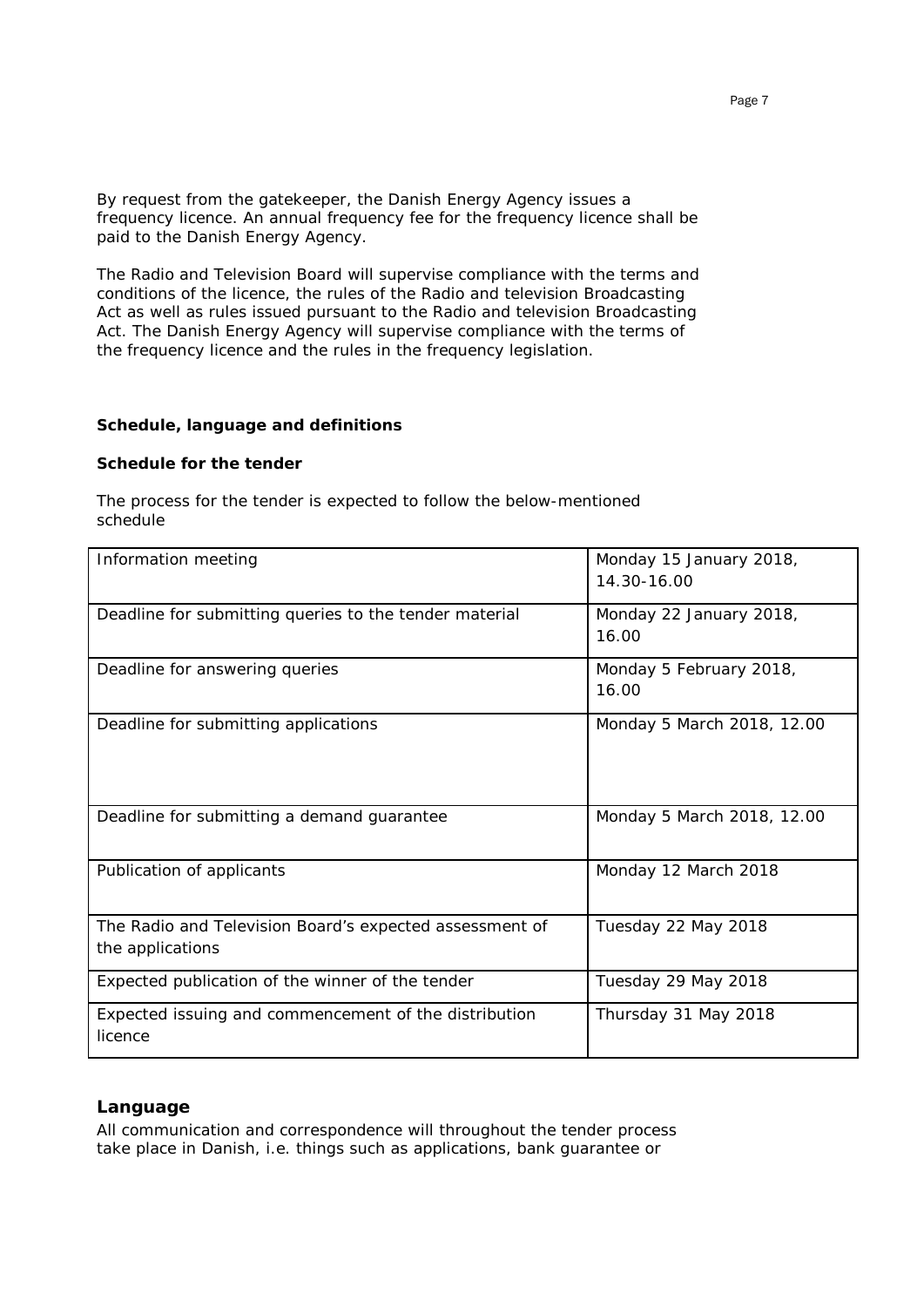By request from the gatekeeper, the Danish Energy Agency issues a frequency licence. An annual frequency fee for the frequency licence shall be paid to the Danish Energy Agency.

The Radio and Television Board will supervise compliance with the terms and conditions of the licence, the rules of the Radio and television Broadcasting Act as well as rules issued pursuant to the Radio and television Broadcasting Act. The Danish Energy Agency will supervise compliance with the terms of the frequency licence and the rules in the frequency legislation.

**Schedule, language and definitions**

**Schedule for the tender**

The process for the tender is expected to follow the below-mentioned schedule

| | |
|---|---|
| Information meeting | Monday 15 January 2018, 14.30-16.00 |
| Deadline for submitting queries to the tender material | Monday 22 January 2018, 16.00 |
| Deadline for answering queries | Monday 5 February 2018, 16.00 |
| Deadline for submitting applications | Monday 5 March 2018, 12.00 |
| Deadline for submitting a demand guarantee | Monday 5 March 2018, 12.00 |
| Publication of applicants | Monday 12 March 2018 |
| The Radio and Television Board's expected assessment of the applications | Tuesday 22 May 2018 |
| Expected publication of the winner of the tender | Tuesday 29 May 2018 |
| Expected issuing and commencement of the distribution licence | Thursday 31 May 2018 |

## Language

All communication and correspondence will throughout the tender process take place in Danish, i.e. things such as applications, bank guarantee or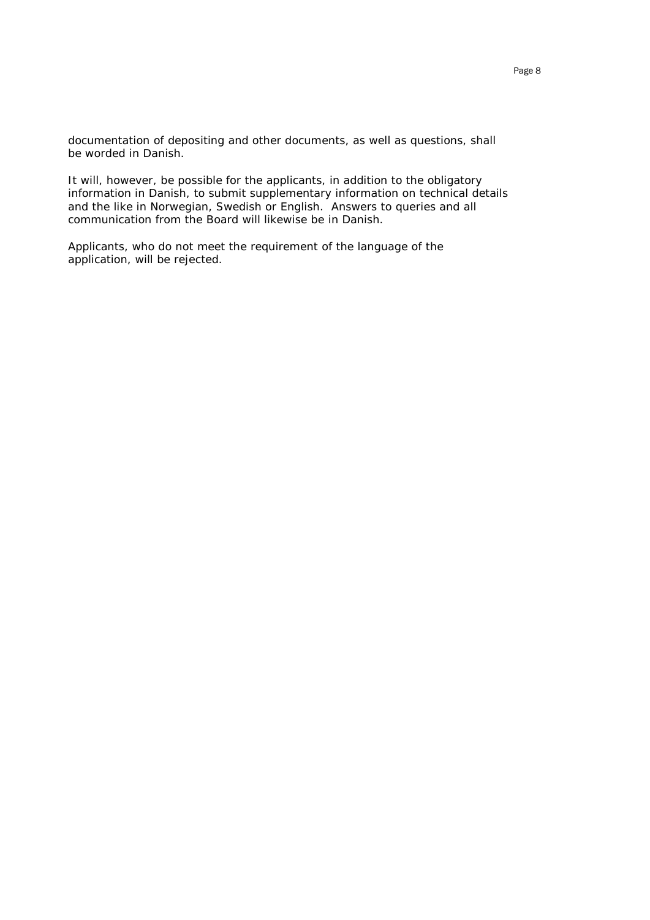documentation of depositing and other documents, as well as questions, shall be worded in Danish.

It will, however, be possible for the applicants, in addition to the obligatory information in Danish, to submit supplementary information on technical details and the like in Norwegian, Swedish or English. Answers to queries and all communication from the Board will likewise be in Danish.

Applicants, who do not meet the requirement of the language of the application, will be rejected.